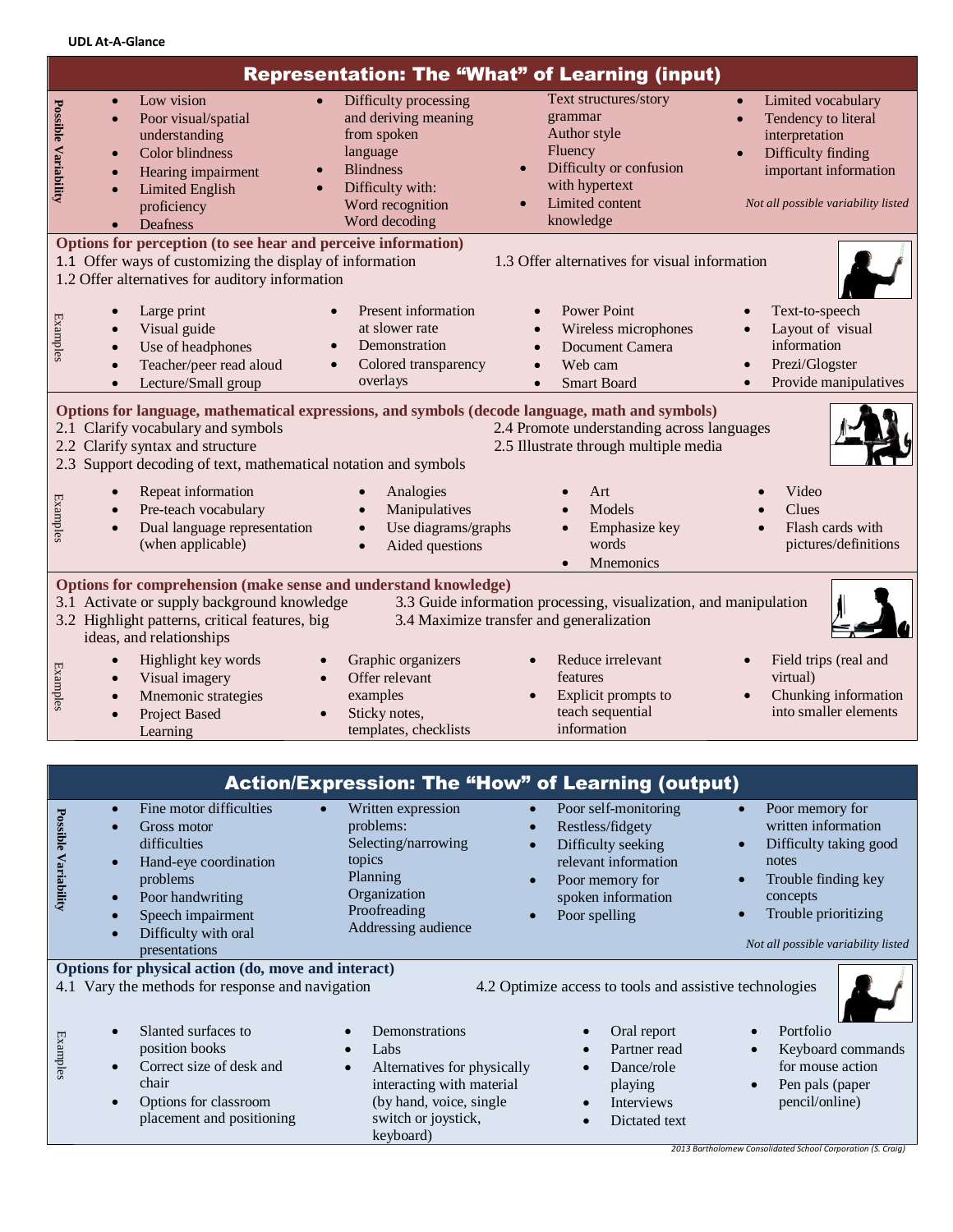UDL At-A-Glance

## Representation: The "What" of Learning (input)

**Possible Variability**

- Low vision
- Poor visual/spatial understanding
- Color blindness
- Hearing impairment
- Limited English proficiency
- Deafness
- Difficulty processing and deriving meaning from spoken language
- Blindness
- Difficulty with: Word recognition, Word decoding, Text structures/story grammar, Author style, Fluency
- Difficulty or confusion with hypertext
- Limited content knowledge
- Limited vocabulary
- Tendency to literal interpretation
- Difficulty finding important information

*Not all possible variability listed*

### Options for perception (to see hear and perceive information)

1.1 Offer ways of customizing the display of information
1.2 Offer alternatives for auditory information
1.3 Offer alternatives for visual information

**Examples**

- Large print
- Visual guide
- Use of headphones
- Teacher/peer read aloud
- Lecture/Small group
- Present information at slower rate
- Demonstration
- Colored transparency overlays
- Power Point
- Wireless microphones
- Document Camera
- Web cam
- Smart Board
- Text-to-speech
- Layout of visual information
- Prezi/Glogster
- Provide manipulatives

### Options for language, mathematical expressions, and symbols (decode language, math and symbols)

2.1 Clarify vocabulary and symbols
2.2 Clarify syntax and structure
2.3 Support decoding of text, mathematical notation and symbols
2.4 Promote understanding across languages
2.5 Illustrate through multiple media

**Examples**

- Repeat information
- Pre-teach vocabulary
- Dual language representation (when applicable)
- Analogies
- Manipulatives
- Use diagrams/graphs
- Aided questions
- Art
- Models
- Emphasize key words
- Mnemonics
- Video
- Clues
- Flash cards with pictures/definitions

### Options for comprehension (make sense and understand knowledge)

3.1 Activate or supply background knowledge
3.2 Highlight patterns, critical features, big ideas, and relationships
3.3 Guide information processing, visualization, and manipulation
3.4 Maximize transfer and generalization

**Examples**

- Highlight key words
- Visual imagery
- Mnemonic strategies
- Project Based Learning
- Graphic organizers
- Offer relevant examples
- Sticky notes, templates, checklists
- Reduce irrelevant features
- Explicit prompts to teach sequential information
- Field trips (real and virtual)
- Chunking information into smaller elements

## Action/Expression: The "How" of Learning (output)

**Possible Variability**

- Fine motor difficulties
- Gross motor difficulties
- Hand-eye coordination problems
- Poor handwriting
- Speech impairment
- Difficulty with oral presentations
- Written expression problems: Selecting/narrowing topics, Planning, Organization, Proofreading, Addressing audience
- Poor self-monitoring
- Restless/fidgety
- Difficulty seeking relevant information
- Poor memory for spoken information
- Poor spelling
- Poor memory for written information
- Difficulty taking good notes
- Trouble finding key concepts
- Trouble prioritizing

*Not all possible variability listed*

### Options for physical action (do, move and interact)

4.1 Vary the methods for response and navigation
4.2 Optimize access to tools and assistive technologies

**Examples**

- Slanted surfaces to position books
- Correct size of desk and chair
- Options for classroom placement and positioning
- Demonstrations
- Labs
- Alternatives for physically interacting with material (by hand, voice, single switch or joystick, keyboard)
- Oral report
- Partner read
- Dance/role playing
- Interviews
- Dictated text
- Portfolio
- Keyboard commands for mouse action
- Pen pals (paper pencil/online)

*2013 Bartholomew Consolidated School Corporation (S. Craig)*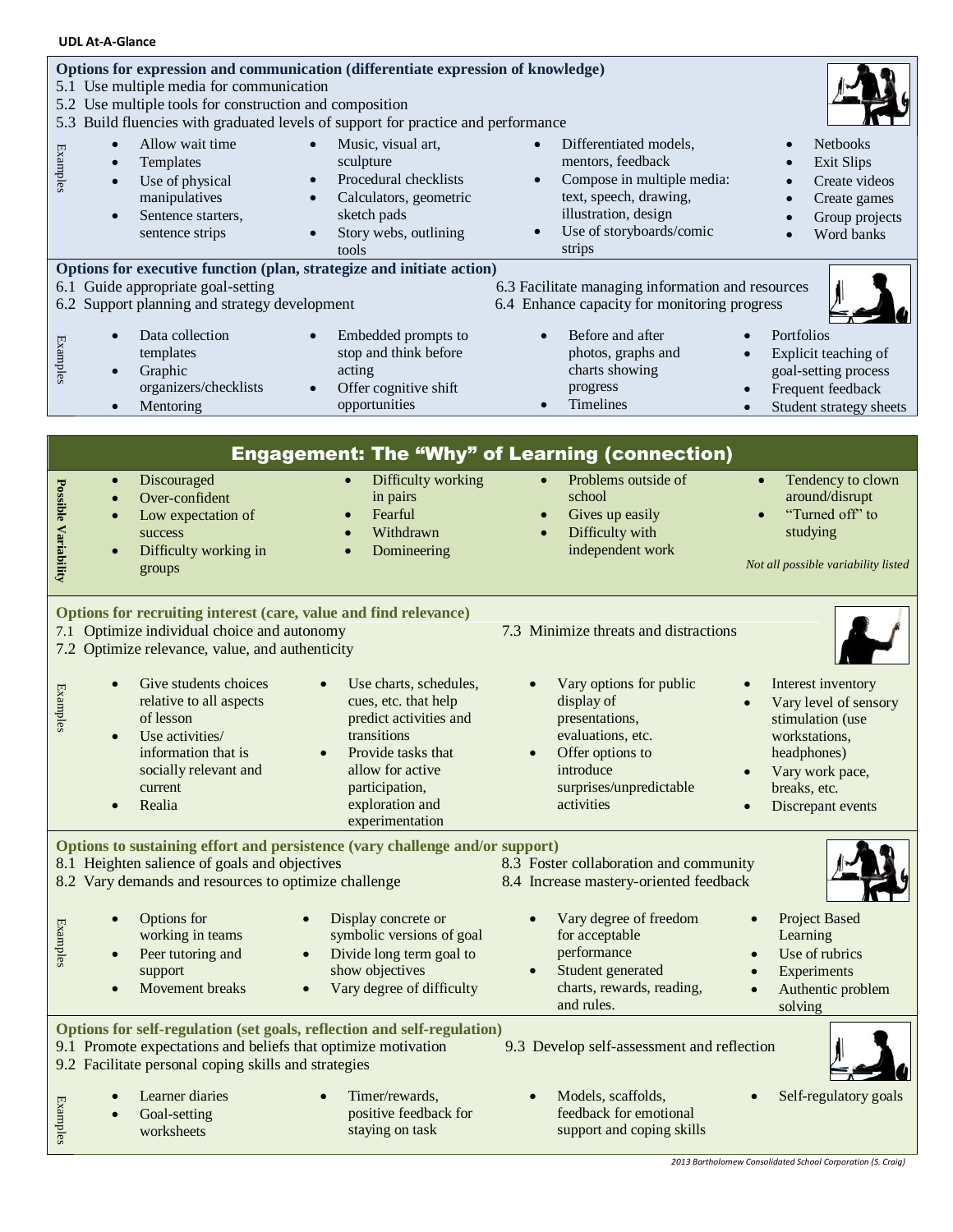**UDL At-A-Glance**

**Options for expression and communication (differentiate expression of knowledge)**

5.1 Use multiple media for communication
5.2 Use multiple tools for construction and composition
5.3 Build fluencies with graduated levels of support for practice and performance

Examples

- Allow wait time
- Templates
- Use of physical manipulatives
- Sentence starters, sentence strips
- Music, visual art, sculpture
- Procedural checklists
- Calculators, geometric sketch pads
- Story webs, outlining tools
- Differentiated models, mentors, feedback
- Compose in multiple media: text, speech, drawing, illustration, design
- Use of storyboards/comic strips
- Netbooks
- Exit Slips
- Create videos
- Create games
- Group projects
- Word banks

**Options for executive function (plan, strategize and initiate action)**

6.1 Guide appropriate goal-setting
6.2 Support planning and strategy development
6.3 Facilitate managing information and resources
6.4 Enhance capacity for monitoring progress

Examples

- Data collection templates
- Graphic organizers/checklists
- Mentoring
- Embedded prompts to stop and think before acting
- Offer cognitive shift opportunities
- Before and after photos, graphs and charts showing progress
- Timelines
- Portfolios
- Explicit teaching of goal-setting process
- Frequent feedback
- Student strategy sheets

## Engagement: The "Why" of Learning (connection)

**Possible Variability**

- Discouraged
- Over-confident
- Low expectation of success
- Difficulty working in groups
- Difficulty working in pairs
- Fearful
- Withdrawn
- Domineering
- Problems outside of school
- Gives up easily
- Difficulty with independent work
- Tendency to clown around/disrupt
- "Turned off" to studying

*Not all possible variability listed*

**Options for recruiting interest (care, value and find relevance)**

7.1 Optimize individual choice and autonomy
7.2 Optimize relevance, value, and authenticity
7.3 Minimize threats and distractions

Examples

- Give students choices relative to all aspects of lesson
- Use activities/ information that is socially relevant and current
- Realia
- Use charts, schedules, cues, etc. that help predict activities and transitions
- Provide tasks that allow for active participation, exploration and experimentation
- Vary options for public display of presentations, evaluations, etc.
- Offer options to introduce surprises/unpredictable activities
- Interest inventory
- Vary level of sensory stimulation (use workstations, headphones)
- Vary work pace, breaks, etc.
- Discrepant events

**Options to sustaining effort and persistence (vary challenge and/or support)**

8.1 Heighten salience of goals and objectives
8.2 Vary demands and resources to optimize challenge
8.3 Foster collaboration and community
8.4 Increase mastery-oriented feedback

Examples

- Options for working in teams
- Peer tutoring and support
- Movement breaks
- Display concrete or symbolic versions of goal
- Divide long term goal to show objectives
- Vary degree of difficulty
- Vary degree of freedom for acceptable performance
- Student generated charts, rewards, reading, and rules.
- Project Based Learning
- Use of rubrics
- Experiments
- Authentic problem solving

**Options for self-regulation (set goals, reflection and self-regulation)**

9.1 Promote expectations and beliefs that optimize motivation
9.2 Facilitate personal coping skills and strategies
9.3 Develop self-assessment and reflection

Examples

- Learner diaries
- Goal-setting worksheets
- Timer/rewards, positive feedback for staying on task
- Models, scaffolds, feedback for emotional support and coping skills
- Self-regulatory goals

*2013 Bartholomew Consolidated School Corporation (S. Craig)*